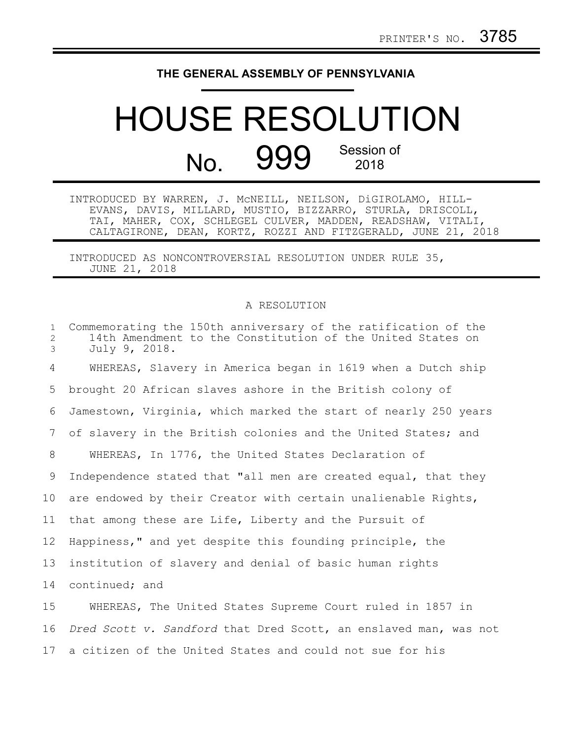PRINTER'S NO. 3785

THE GENERAL ASSEMBLY OF PENNSYLVANIA

# HOUSE RESOLUTION

## No. 999 Session of 2018

INTRODUCED BY WARREN, J. McNEILL, NEILSON, DiGIROLAMO, HILL-EVANS, DAVIS, MILLARD, MUSTIO, BIZZARRO, STURLA, DRISCOLL, TAI, MAHER, COX, SCHLEGEL CULVER, MADDEN, READSHAW, VITALI, CALTAGIRONE, DEAN, KORTZ, ROZZI AND FITZGERALD, JUNE 21, 2018

INTRODUCED AS NONCONTROVERSIAL RESOLUTION UNDER RULE 35, JUNE 21, 2018

A RESOLUTION

Commemorating the 150th anniversary of the ratification of the 14th Amendment to the Constitution of the United States on July 9, 2018.

WHEREAS, Slavery in America began in 1619 when a Dutch ship brought 20 African slaves ashore in the British colony of Jamestown, Virginia, which marked the start of nearly 250 years of slavery in the British colonies and the United States; and

WHEREAS, In 1776, the United States Declaration of Independence stated that "all men are created equal, that they are endowed by their Creator with certain unalienable Rights, that among these are Life, Liberty and the Pursuit of Happiness," and yet despite this founding principle, the institution of slavery and denial of basic human rights continued; and

WHEREAS, The United States Supreme Court ruled in 1857 in *Dred Scott v. Sandford* that Dred Scott, an enslaved man, was not a citizen of the United States and could not sue for his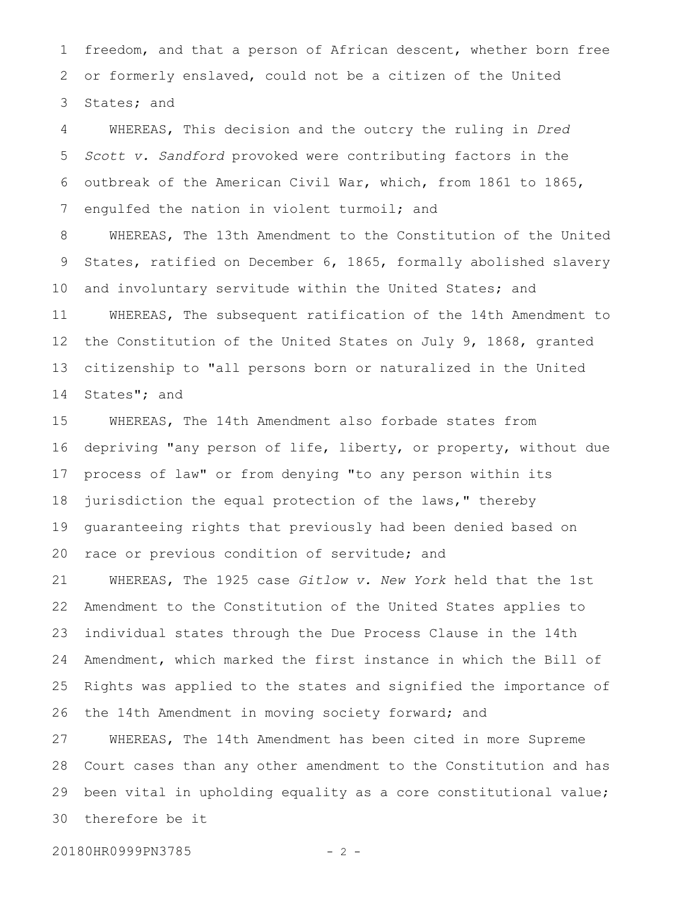freedom, and that a person of African descent, whether born free or formerly enslaved, could not be a citizen of the United States; and

WHEREAS, This decision and the outcry the ruling in *Dred Scott v. Sandford* provoked were contributing factors in the outbreak of the American Civil War, which, from 1861 to 1865, engulfed the nation in violent turmoil; and

WHEREAS, The 13th Amendment to the Constitution of the United States, ratified on December 6, 1865, formally abolished slavery and involuntary servitude within the United States; and

WHEREAS, The subsequent ratification of the 14th Amendment to the Constitution of the United States on July 9, 1868, granted citizenship to "all persons born or naturalized in the United States"; and

WHEREAS, The 14th Amendment also forbade states from depriving "any person of life, liberty, or property, without due process of law" or from denying "to any person within its jurisdiction the equal protection of the laws," thereby guaranteeing rights that previously had been denied based on race or previous condition of servitude; and

WHEREAS, The 1925 case *Gitlow v. New York* held that the 1st Amendment to the Constitution of the United States applies to individual states through the Due Process Clause in the 14th Amendment, which marked the first instance in which the Bill of Rights was applied to the states and signified the importance of the 14th Amendment in moving society forward; and

WHEREAS, The 14th Amendment has been cited in more Supreme Court cases than any other amendment to the Constitution and has been vital in upholding equality as a core constitutional value; therefore be it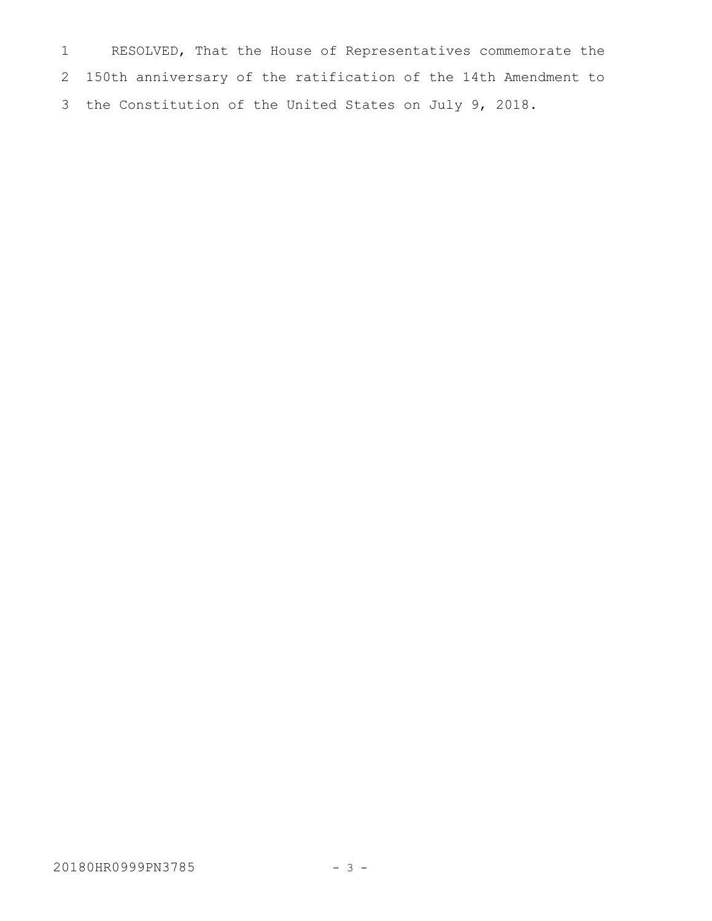RESOLVED, That the House of Representatives commemorate the 150th anniversary of the ratification of the 14th Amendment to the Constitution of the United States on July 9, 2018.